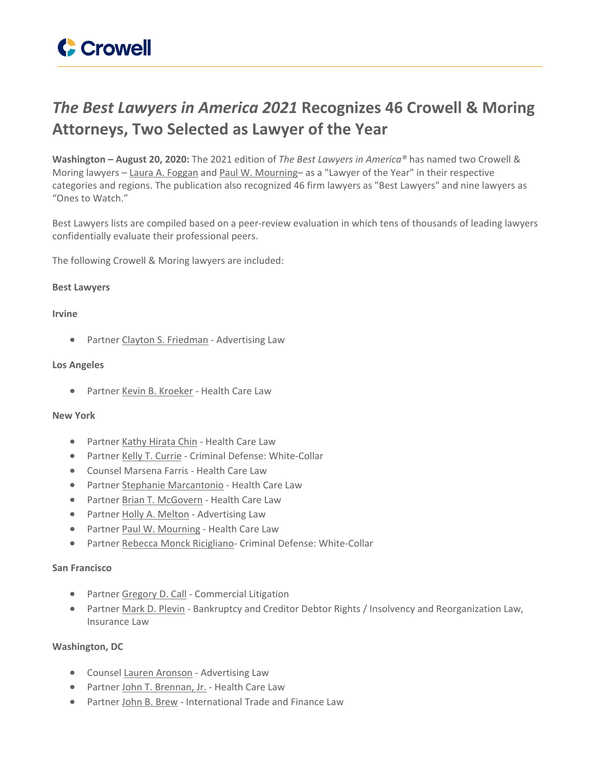# *The Best Lawyers in America 2021* Recognizes 46 Crowell & Moring Attorneys, Two Selected as Lawyer of the Year

**Washington – August 20, 2020:** The 2021 edition of *The Best Lawyers in America®* has named two Crowell & Moring lawyers – Laura A. Foggan and Paul W. Mourning– as a "Lawyer of the Year" in their respective categories and regions. The publication also recognized 46 firm lawyers as "Best Lawyers" and nine lawyers as "Ones to Watch."

Best Lawyers lists are compiled based on a peer-review evaluation in which tens of thousands of leading lawyers confidentially evaluate their professional peers.

The following Crowell & Moring lawyers are included:

**Best Lawyers**

**Irvine**

- Partner Clayton S. Friedman - Advertising Law

**Los Angeles**

- Partner Kevin B. Kroeker - Health Care Law

**New York**

- Partner Kathy Hirata Chin - Health Care Law
- Partner Kelly T. Currie - Criminal Defense: White-Collar
- Counsel Marsena Farris - Health Care Law
- Partner Stephanie Marcantonio - Health Care Law
- Partner Brian T. McGovern - Health Care Law
- Partner Holly A. Melton - Advertising Law
- Partner Paul W. Mourning - Health Care Law
- Partner Rebecca Monck Ricigliano- Criminal Defense: White-Collar

**San Francisco**

- Partner Gregory D. Call - Commercial Litigation
- Partner Mark D. Plevin - Bankruptcy and Creditor Debtor Rights / Insolvency and Reorganization Law, Insurance Law

**Washington, DC**

- Counsel Lauren Aronson - Advertising Law
- Partner John T. Brennan, Jr. - Health Care Law
- Partner John B. Brew - International Trade and Finance Law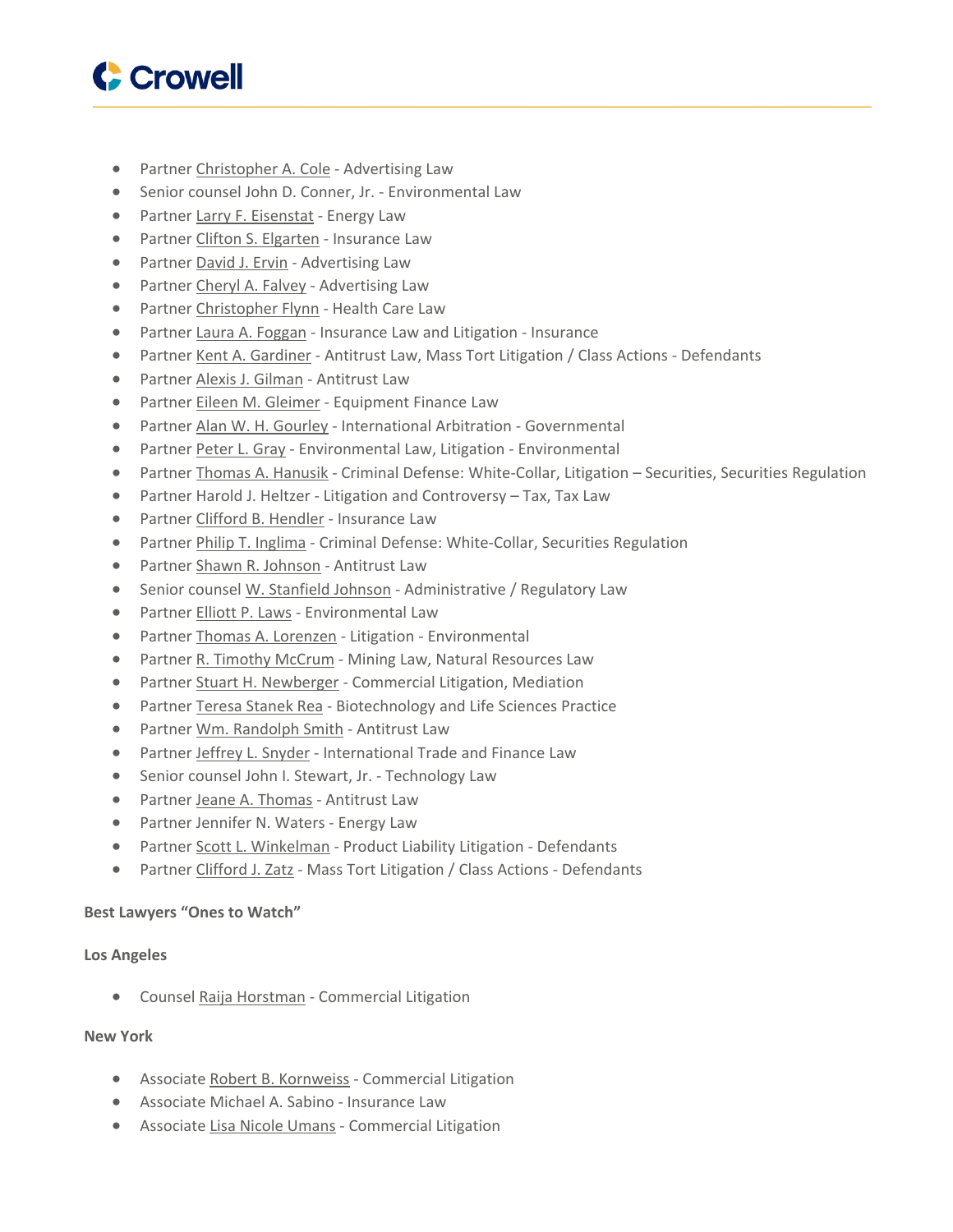- Partner Christopher A. Cole - Advertising Law
- Senior counsel John D. Conner, Jr. - Environmental Law
- Partner Larry F. Eisenstat - Energy Law
- Partner Clifton S. Elgarten - Insurance Law
- Partner David J. Ervin - Advertising Law
- Partner Cheryl A. Falvey - Advertising Law
- Partner Christopher Flynn - Health Care Law
- Partner Laura A. Foggan - Insurance Law and Litigation - Insurance
- Partner Kent A. Gardiner - Antitrust Law, Mass Tort Litigation / Class Actions - Defendants
- Partner Alexis J. Gilman - Antitrust Law
- Partner Eileen M. Gleimer - Equipment Finance Law
- Partner Alan W. H. Gourley - International Arbitration - Governmental
- Partner Peter L. Gray - Environmental Law, Litigation - Environmental
- Partner Thomas A. Hanusik - Criminal Defense: White-Collar, Litigation – Securities, Securities Regulation
- Partner Harold J. Heltzer - Litigation and Controversy – Tax, Tax Law
- Partner Clifford B. Hendler - Insurance Law
- Partner Philip T. Inglima - Criminal Defense: White-Collar, Securities Regulation
- Partner Shawn R. Johnson - Antitrust Law
- Senior counsel W. Stanfield Johnson - Administrative / Regulatory Law
- Partner Elliott P. Laws - Environmental Law
- Partner Thomas A. Lorenzen - Litigation - Environmental
- Partner R. Timothy McCrum - Mining Law, Natural Resources Law
- Partner Stuart H. Newberger - Commercial Litigation, Mediation
- Partner Teresa Stanek Rea - Biotechnology and Life Sciences Practice
- Partner Wm. Randolph Smith - Antitrust Law
- Partner Jeffrey L. Snyder - International Trade and Finance Law
- Senior counsel John I. Stewart, Jr. - Technology Law
- Partner Jeane A. Thomas - Antitrust Law
- Partner Jennifer N. Waters - Energy Law
- Partner Scott L. Winkelman - Product Liability Litigation - Defendants
- Partner Clifford J. Zatz - Mass Tort Litigation / Class Actions - Defendants

**Best Lawyers "Ones to Watch"**

**Los Angeles**

- Counsel Raija Horstman - Commercial Litigation

**New York**

- Associate Robert B. Kornweiss - Commercial Litigation
- Associate Michael A. Sabino - Insurance Law
- Associate Lisa Nicole Umans - Commercial Litigation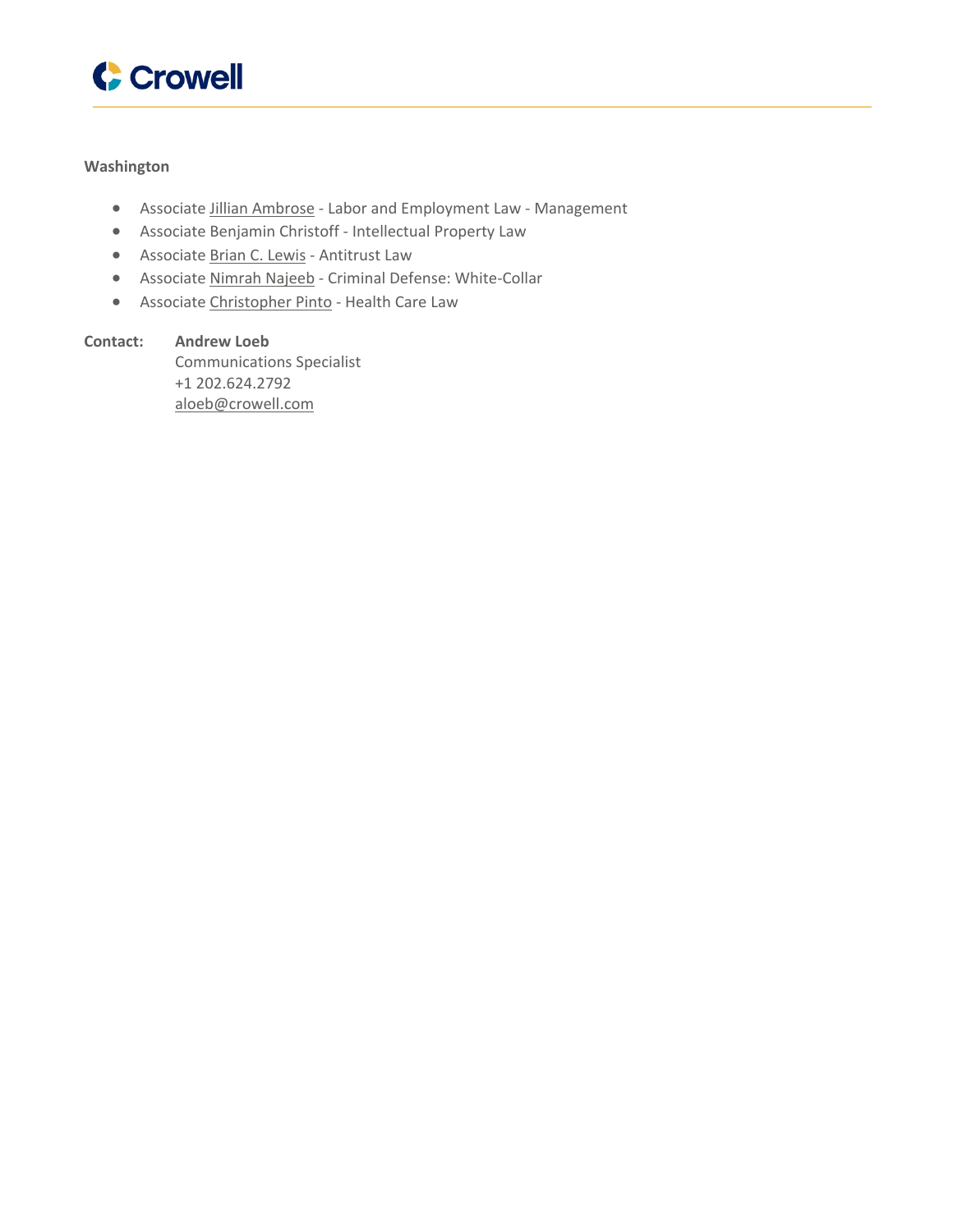**Washington**

- Associate Jillian Ambrose - Labor and Employment Law - Management
- Associate Benjamin Christoff - Intellectual Property Law
- Associate Brian C. Lewis - Antitrust Law
- Associate Nimrah Najeeb - Criminal Defense: White-Collar
- Associate Christopher Pinto - Health Care Law

**Contact:** **Andrew Loeb**
Communications Specialist
+1 202.624.2792
aloeb@crowell.com